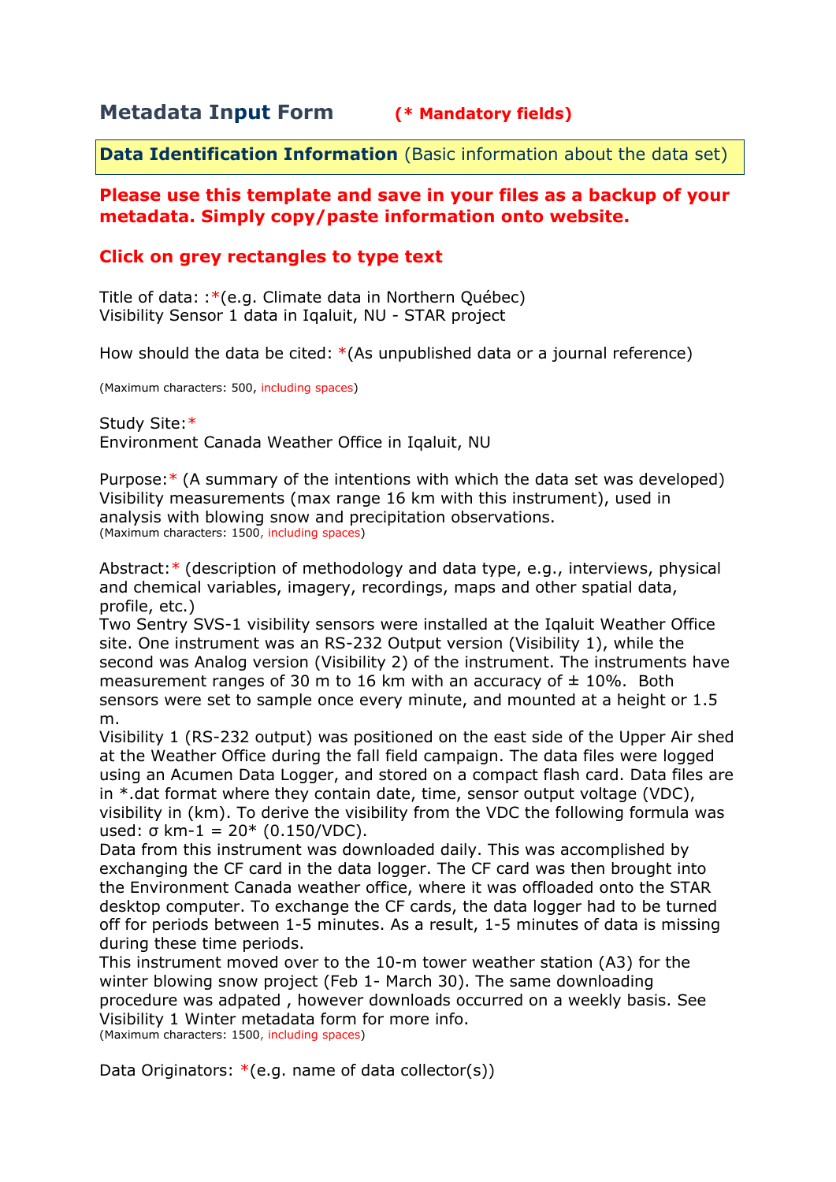# Metadata Input Form (* Mandatory fields)

**Data Identification Information** (Basic information about the data set)

**Please use this template and save in your files as a backup of your metadata. Simply copy/paste information onto website.**

**Click on grey rectangles to type text**

Title of data: :*(e.g. Climate data in Northern Québec)
Visibility Sensor 1 data in Iqaluit, NU - STAR project

How should the data be cited: *(As unpublished data or a journal reference)

(Maximum characters: 500, including spaces)

Study Site:*
Environment Canada Weather Office in Iqaluit, NU

Purpose:* (A summary of the intentions with which the data set was developed)
Visibility measurements (max range 16 km with this instrument), used in analysis with blowing snow and precipitation observations.
(Maximum characters: 1500, including spaces)

Abstract:* (description of methodology and data type, e.g., interviews, physical and chemical variables, imagery, recordings, maps and other spatial data, profile, etc.)
Two Sentry SVS-1 visibility sensors were installed at the Iqaluit Weather Office site. One instrument was an RS-232 Output version (Visibility 1), while the second was Analog version (Visibility 2) of the instrument. The instruments have measurement ranges of 30 m to 16 km with an accuracy of ± 10%. Both sensors were set to sample once every minute, and mounted at a height or 1.5 m.
Visibility 1 (RS-232 output) was positioned on the east side of the Upper Air shed at the Weather Office during the fall field campaign. The data files were logged using an Acumen Data Logger, and stored on a compact flash card. Data files are in *.dat format where they contain date, time, sensor output voltage (VDC), visibility in (km). To derive the visibility from the VDC the following formula was used: $\sigma$ km-1 = 20* (0.150/VDC).
Data from this instrument was downloaded daily. This was accomplished by exchanging the CF card in the data logger. The CF card was then brought into the Environment Canada weather office, where it was offloaded onto the STAR desktop computer. To exchange the CF cards, the data logger had to be turned off for periods between 1-5 minutes. As a result, 1-5 minutes of data is missing during these time periods.
This instrument moved over to the 10-m tower weather station (A3) for the winter blowing snow project (Feb 1- March 30). The same downloading procedure was adpated , however downloads occurred on a weekly basis. See Visibility 1 Winter metadata form for more info.
(Maximum characters: 1500, including spaces)

Data Originators: *(e.g. name of data collector(s))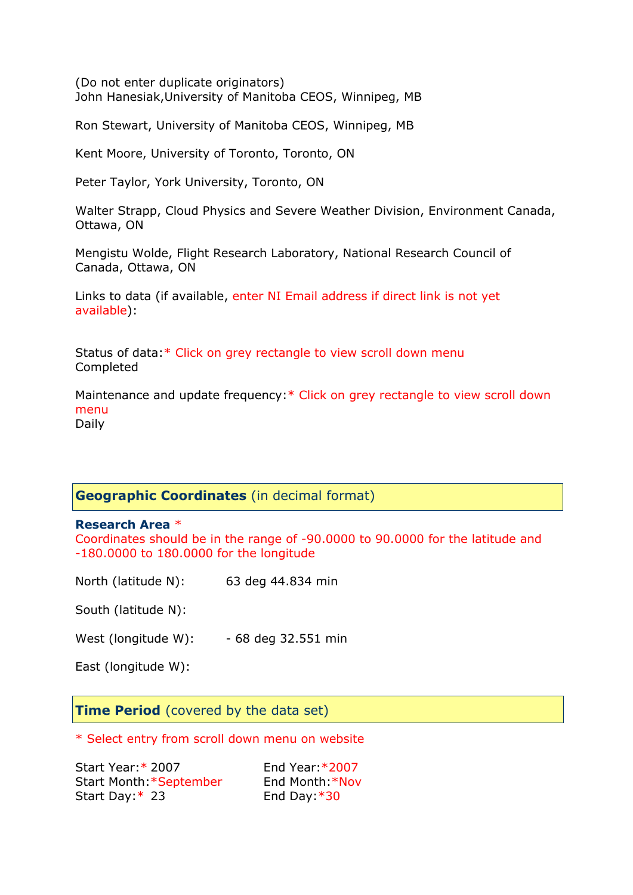(Do not enter duplicate originators)
John Hanesiak,University of Manitoba CEOS, Winnipeg, MB

Ron Stewart, University of Manitoba CEOS, Winnipeg, MB

Kent Moore, University of Toronto, Toronto, ON

Peter Taylor, York University, Toronto, ON

Walter Strapp, Cloud Physics and Severe Weather Division, Environment Canada, Ottawa, ON

Mengistu Wolde, Flight Research Laboratory, National Research Council of Canada, Ottawa, ON

Links to data (if available, enter NI Email address if direct link is not yet available):

Status of data:* Click on grey rectangle to view scroll down menu
Completed

Maintenance and update frequency:* Click on grey rectangle to view scroll down menu
Daily

## Geographic Coordinates (in decimal format)

**Research Area** *
Coordinates should be in the range of -90.0000 to 90.0000 for the latitude and -180.0000 to 180.0000 for the longitude

North (latitude N): 63 deg 44.834 min

South (latitude N):

West (longitude W): - 68 deg 32.551 min

East (longitude W):

## Time Period (covered by the data set)

* Select entry from scroll down menu on website

Start Year:* 2007
Start Month:*September
Start Day:* 23

End Year:*2007
End Month:*Nov
End Day:*30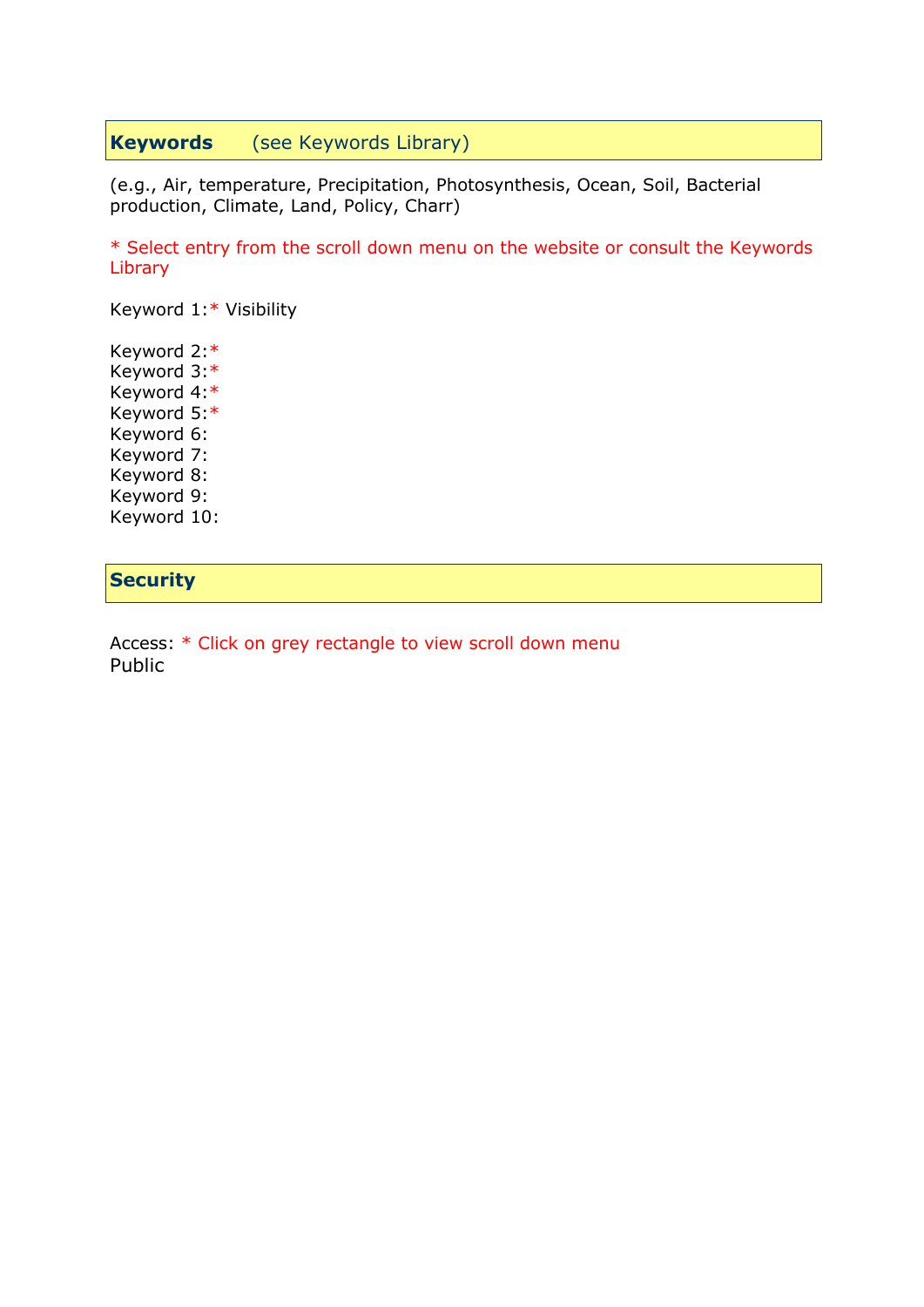## **Keywords** (see Keywords Library)

(e.g., Air, temperature, Precipitation, Photosynthesis, Ocean, Soil, Bacterial production, Climate, Land, Policy, Charr)

* Select entry from the scroll down menu on the website or consult the Keywords Library

Keyword 1:* Visibility

Keyword 2:*
Keyword 3:*
Keyword 4:*
Keyword 5:*
Keyword 6:
Keyword 7:
Keyword 8:
Keyword 9:
Keyword 10:

## **Security**

Access: * Click on grey rectangle to view scroll down menu
Public